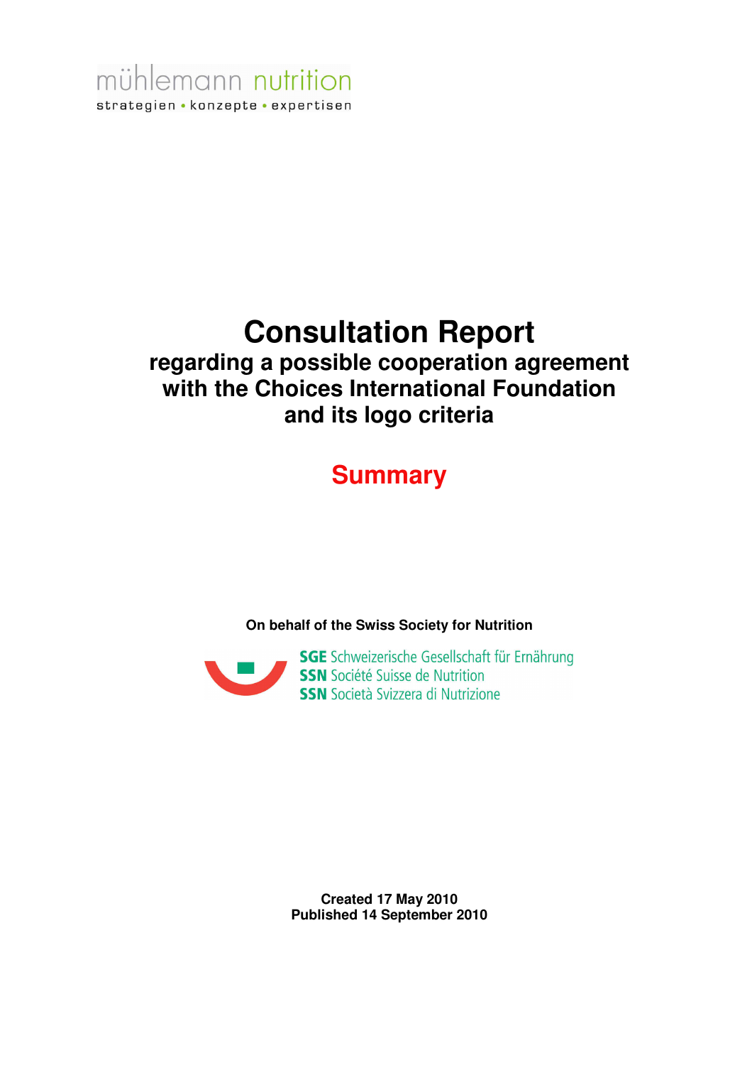mühlemann nutrition

strategien • konzepte • expertisen

# Consultation Report

## regarding a possible cooperation agreement with the Choices International Foundation and its logo criteria

## Summary

**On behalf of the Swiss Society for Nutrition**

**SGE** Schweizerische Gesellschaft für Ernährung
**SSN** Société Suisse de Nutrition
**SSN** Società Svizzera di Nutrizione

**Created 17 May 2010**
**Published 14 September 2010**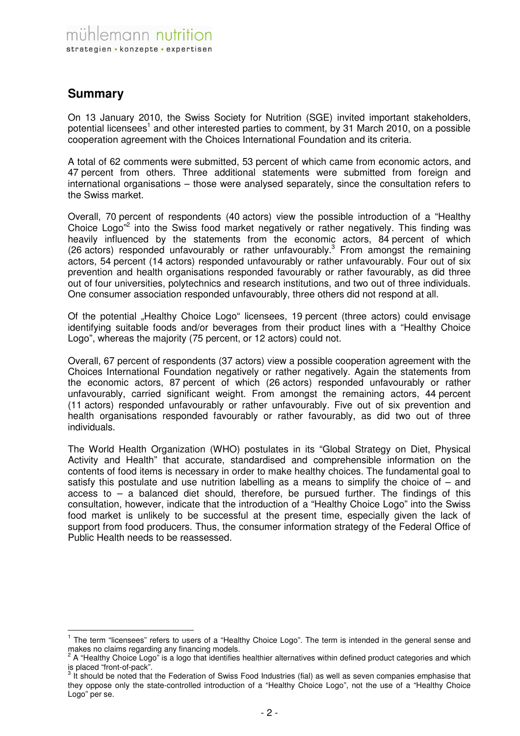## Summary

On 13 January 2010, the Swiss Society for Nutrition (SGE) invited important stakeholders, potential licensees[1] and other interested parties to comment, by 31 March 2010, on a possible cooperation agreement with the Choices International Foundation and its criteria.

A total of 62 comments were submitted, 53 percent of which came from economic actors, and 47 percent from others. Three additional statements were submitted from foreign and international organisations – those were analysed separately, since the consultation refers to the Swiss market.

Overall, 70 percent of respondents (40 actors) view the possible introduction of a "Healthy Choice Logo"[2] into the Swiss food market negatively or rather negatively. This finding was heavily influenced by the statements from the economic actors, 84 percent of which (26 actors) responded unfavourably or rather unfavourably.[3] From amongst the remaining actors, 54 percent (14 actors) responded unfavourably or rather unfavourably. Four out of six prevention and health organisations responded favourably or rather favourably, as did three out of four universities, polytechnics and research institutions, and two out of three individuals. One consumer association responded unfavourably, three others did not respond at all.

Of the potential „Healthy Choice Logo" licensees, 19 percent (three actors) could envisage identifying suitable foods and/or beverages from their product lines with a "Healthy Choice Logo", whereas the majority (75 percent, or 12 actors) could not.

Overall, 67 percent of respondents (37 actors) view a possible cooperation agreement with the Choices International Foundation negatively or rather negatively. Again the statements from the economic actors, 87 percent of which (26 actors) responded unfavourably or rather unfavourably, carried significant weight. From amongst the remaining actors, 44 percent (11 actors) responded unfavourably or rather unfavourably. Five out of six prevention and health organisations responded favourably or rather favourably, as did two out of three individuals.

The World Health Organization (WHO) postulates in its "Global Strategy on Diet, Physical Activity and Health" that accurate, standardised and comprehensible information on the contents of food items is necessary in order to make healthy choices. The fundamental goal to satisfy this postulate and use nutrition labelling as a means to simplify the choice of – and access to – a balanced diet should, therefore, be pursued further. The findings of this consultation, however, indicate that the introduction of a "Healthy Choice Logo" into the Swiss food market is unlikely to be successful at the present time, especially given the lack of support from food producers. Thus, the consumer information strategy of the Federal Office of Public Health needs to be reassessed.

---

[1] The term "licensees" refers to users of a "Healthy Choice Logo". The term is intended in the general sense and makes no claims regarding any financing models.

[2] A "Healthy Choice Logo" is a logo that identifies healthier alternatives within defined product categories and which is placed "front-of-pack".

[3] It should be noted that the Federation of Swiss Food Industries (fial) as well as seven companies emphasise that they oppose only the state-controlled introduction of a "Healthy Choice Logo", not the use of a "Healthy Choice Logo" per se.